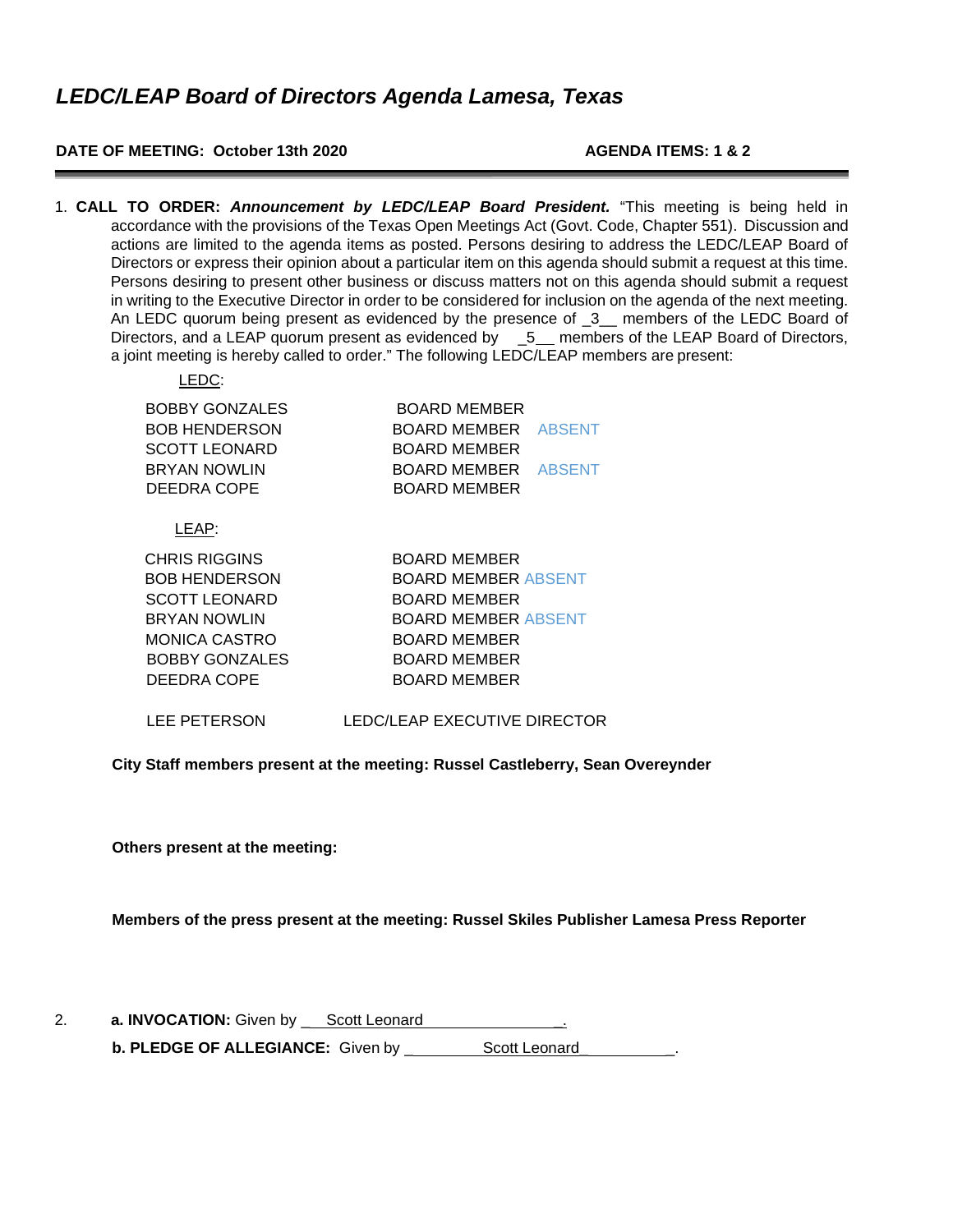# *LEDC/LEAP Board of Directors Agenda Lamesa, Texas*

**DATE OF MEETING: October 13th 2020** **AGENDA ITEMS: 1 & 2**

1. **CALL TO ORDER:** ***Announcement by LEDC/LEAP Board President.*** "This meeting is being held in accordance with the provisions of the Texas Open Meetings Act (Govt. Code, Chapter 551). Discussion and actions are limited to the agenda items as posted. Persons desiring to address the LEDC/LEAP Board of Directors or express their opinion about a particular item on this agenda should submit a request at this time. Persons desiring to present other business or discuss matters not on this agenda should submit a request in writing to the Executive Director in order to be considered for inclusion on the agenda of the next meeting. An LEDC quorum being present as evidenced by the presence of _3__ members of the LEDC Board of Directors, and a LEAP quorum present as evidenced by _5__ members of the LEAP Board of Directors, a joint meeting is hereby called to order." The following LEDC/LEAP members are present:

LEDC:

| | | |
|---|---|---|
| BOBBY GONZALES | BOARD MEMBER | |
| BOB HENDERSON | BOARD MEMBER | ABSENT |
| SCOTT LEONARD | BOARD MEMBER | |
| BRYAN NOWLIN | BOARD MEMBER | ABSENT |
| DEEDRA COPE | BOARD MEMBER | |

LEAP:

| | | |
|---|---|---|
| CHRIS RIGGINS | BOARD MEMBER | |
| BOB HENDERSON | BOARD MEMBER | ABSENT |
| SCOTT LEONARD | BOARD MEMBER | |
| BRYAN NOWLIN | BOARD MEMBER | ABSENT |
| MONICA CASTRO | BOARD MEMBER | |
| BOBBY GONZALES | BOARD MEMBER | |
| DEEDRA COPE | BOARD MEMBER | |

LEE PETERSON LEDC/LEAP EXECUTIVE DIRECTOR

**City Staff members present at the meeting: Russel Castleberry, Sean Overeynder**

**Others present at the meeting:**

**Members of the press present at the meeting: Russel Skiles Publisher Lamesa Press Reporter**

2. **a. INVOCATION:** Given by ___Scott Leonard________________.

   **b. PLEDGE OF ALLEGIANCE:** Given by _________Scott Leonard__________.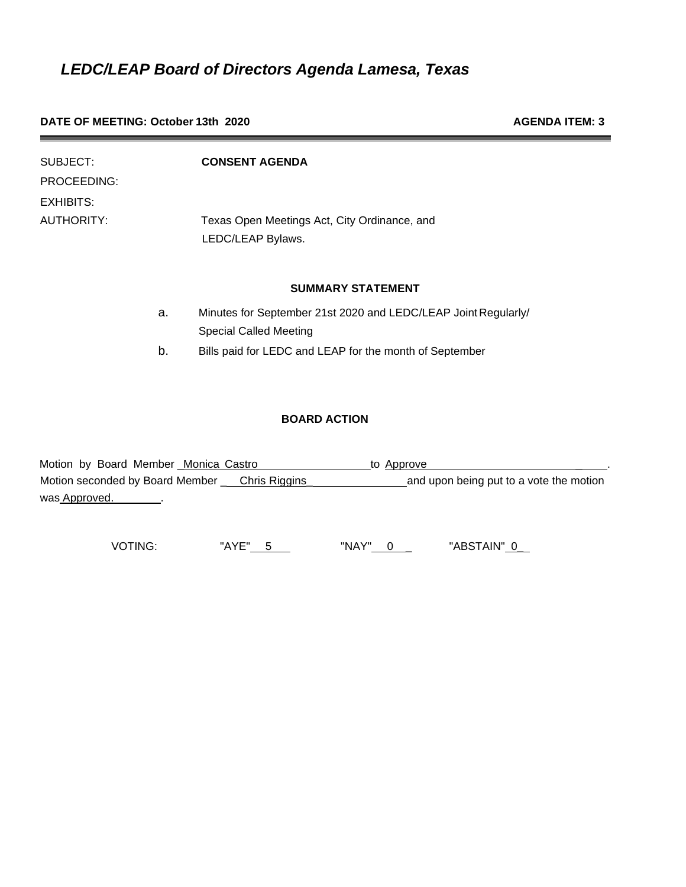# *LEDC/LEAP Board of Directors Agenda Lamesa, Texas*

**DATE OF MEETING: October 13th 2020** **AGENDA ITEM: 3**

---

SUBJECT: **CONSENT AGENDA**

PROCEEDING:

EXHIBITS:

AUTHORITY: Texas Open Meetings Act, City Ordinance, and LEDC/LEAP Bylaws.

**SUMMARY STATEMENT**

a. Minutes for September 21st 2020 and LEDC/LEAP Joint Regularly/ Special Called Meeting

b. Bills paid for LEDC and LEAP for the month of September

**BOARD ACTION**

Motion by Board Member _Monica Castro_ to _Approve_.
Motion seconded by Board Member _Chris Riggins_ and upon being put to a vote the motion was _Approved._.

VOTING: "AYE" _5_ "NAY" _0_ "ABSTAIN" _0_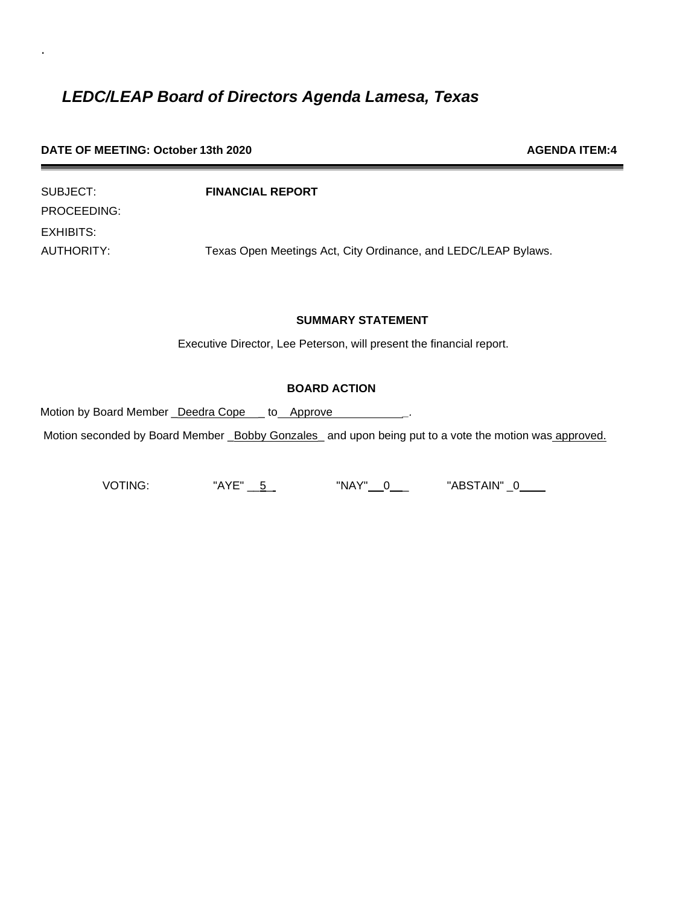.

## *LEDC/LEAP Board of Directors Agenda Lamesa, Texas*

**DATE OF MEETING: October 13th 2020** **AGENDA ITEM:4**

SUBJECT: **FINANCIAL REPORT**

PROCEEDING:

EXHIBITS:

AUTHORITY: Texas Open Meetings Act, City Ordinance, and LEDC/LEAP Bylaws.

**SUMMARY STATEMENT**

Executive Director, Lee Peterson, will present the financial report.

**BOARD ACTION**

Motion by Board Member _Deedra Cope___ to __Approve____________.

Motion seconded by Board Member _Bobby Gonzales_ and upon being put to a vote the motion was approved.

VOTING: "AYE" __5_ "NAY" __0__ "ABSTAIN" _0____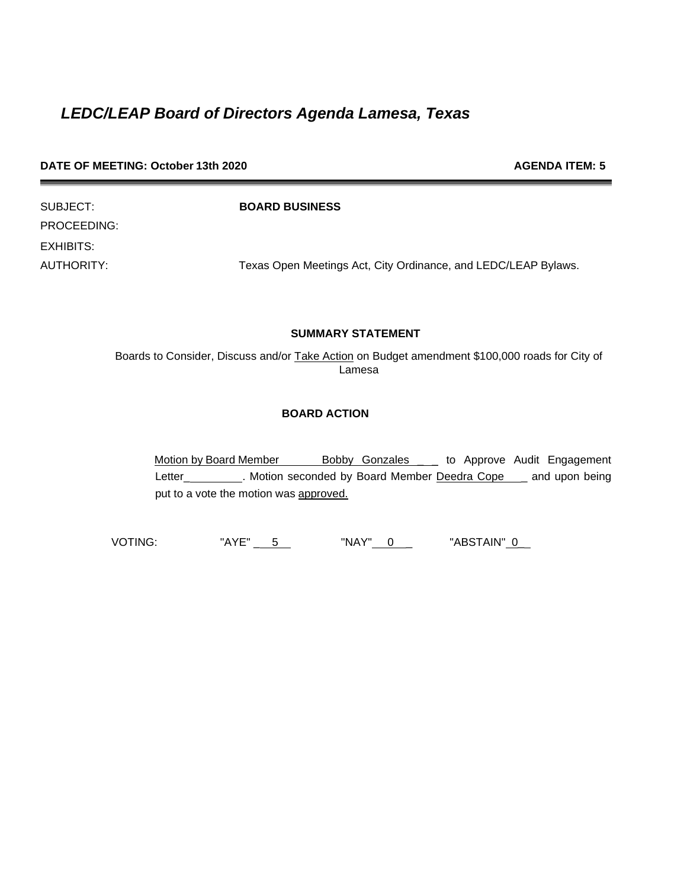## *LEDC/LEAP Board of Directors Agenda Lamesa, Texas*

**DATE OF MEETING: October 13th 2020** **AGENDA ITEM: 5**

SUBJECT: **BOARD BUSINESS**

PROCEEDING:

EXHIBITS:

AUTHORITY: Texas Open Meetings Act, City Ordinance, and LEDC/LEAP Bylaws.

**SUMMARY STATEMENT**

Boards to Consider, Discuss and/or Take Action on Budget amendment $100,000 roads for City of Lamesa

**BOARD ACTION**

Motion by Board Member Bobby Gonzales ___ to Approve Audit Engagement Letter_________. Motion seconded by Board Member Deedra Cope ___ and upon being put to a vote the motion was approved.

VOTING: "AYE" __5__ "NAY" __0__ "ABSTAIN" _0_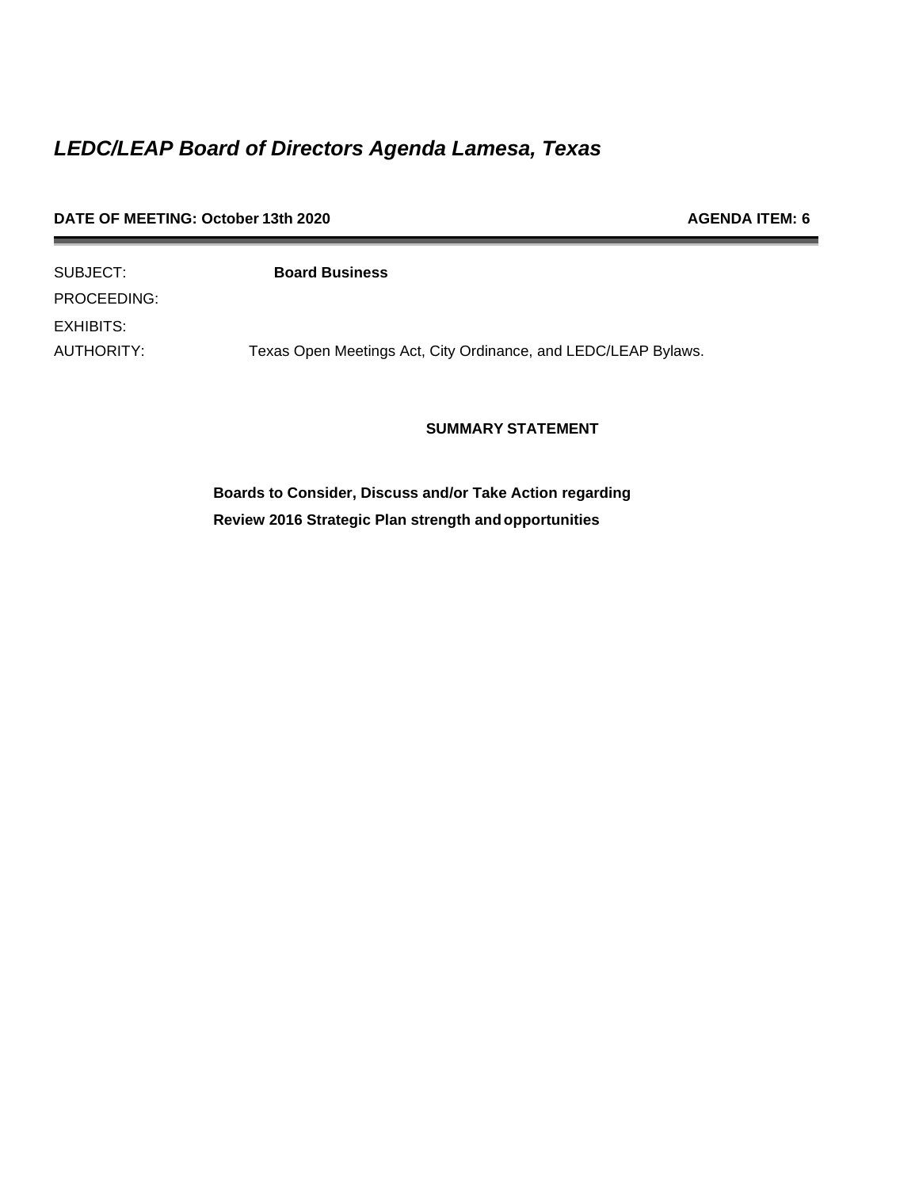# *LEDC/LEAP Board of Directors Agenda Lamesa, Texas*

**DATE OF MEETING: October 13th 2020** **AGENDA ITEM: 6**

---

SUBJECT: **Board Business**

PROCEEDING:

EXHIBITS:

AUTHORITY: Texas Open Meetings Act, City Ordinance, and LEDC/LEAP Bylaws.

**SUMMARY STATEMENT**

**Boards to Consider, Discuss and/or Take Action regarding**
**Review 2016 Strategic Plan strength and opportunities**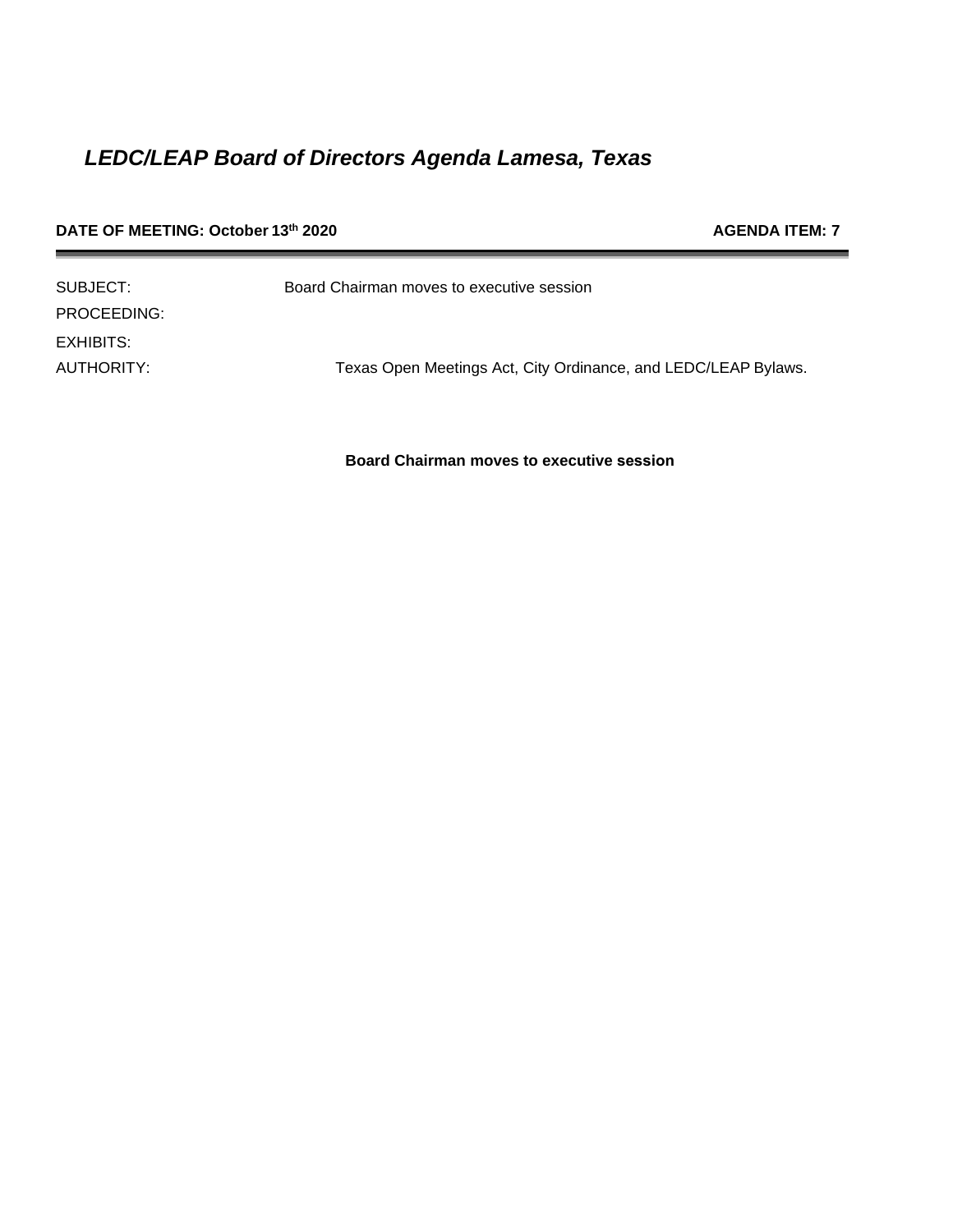# *LEDC/LEAP Board of Directors Agenda Lamesa, Texas*

**DATE OF MEETING: October 13th 2020** **AGENDA ITEM: 7**

---

SUBJECT: Board Chairman moves to executive session

PROCEEDING:

EXHIBITS:

AUTHORITY: Texas Open Meetings Act, City Ordinance, and LEDC/LEAP Bylaws.

**Board Chairman moves to executive session**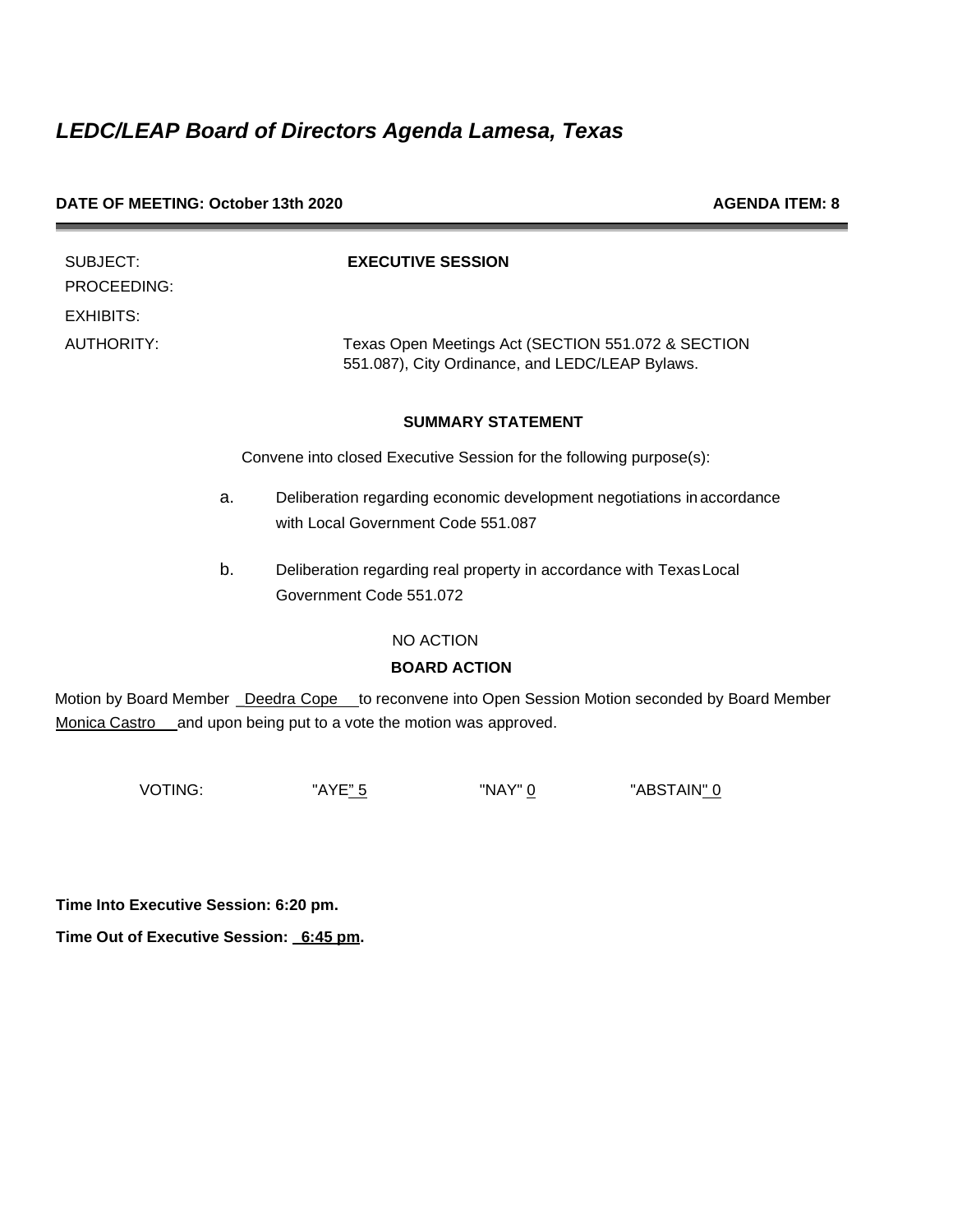# *LEDC/LEAP Board of Directors Agenda Lamesa, Texas*

**DATE OF MEETING: October 13th 2020** **AGENDA ITEM: 8**

---

SUBJECT: **EXECUTIVE SESSION**

PROCEEDING:

EXHIBITS:

AUTHORITY: Texas Open Meetings Act (SECTION 551.072 & SECTION 551.087), City Ordinance, and LEDC/LEAP Bylaws.

**SUMMARY STATEMENT**

Convene into closed Executive Session for the following purpose(s):

a. Deliberation regarding economic development negotiations in accordance with Local Government Code 551.087

b. Deliberation regarding real property in accordance with Texas Local Government Code 551.072

NO ACTION

**BOARD ACTION**

Motion by Board Member Deedra Cope to reconvene into Open Session Motion seconded by Board Member Monica Castro and upon being put to a vote the motion was approved.

VOTING: "AYE" 5 "NAY" 0 "ABSTAIN" 0

**Time Into Executive Session: 6:20 pm.**

**Time Out of Executive Session: 6:45 pm.**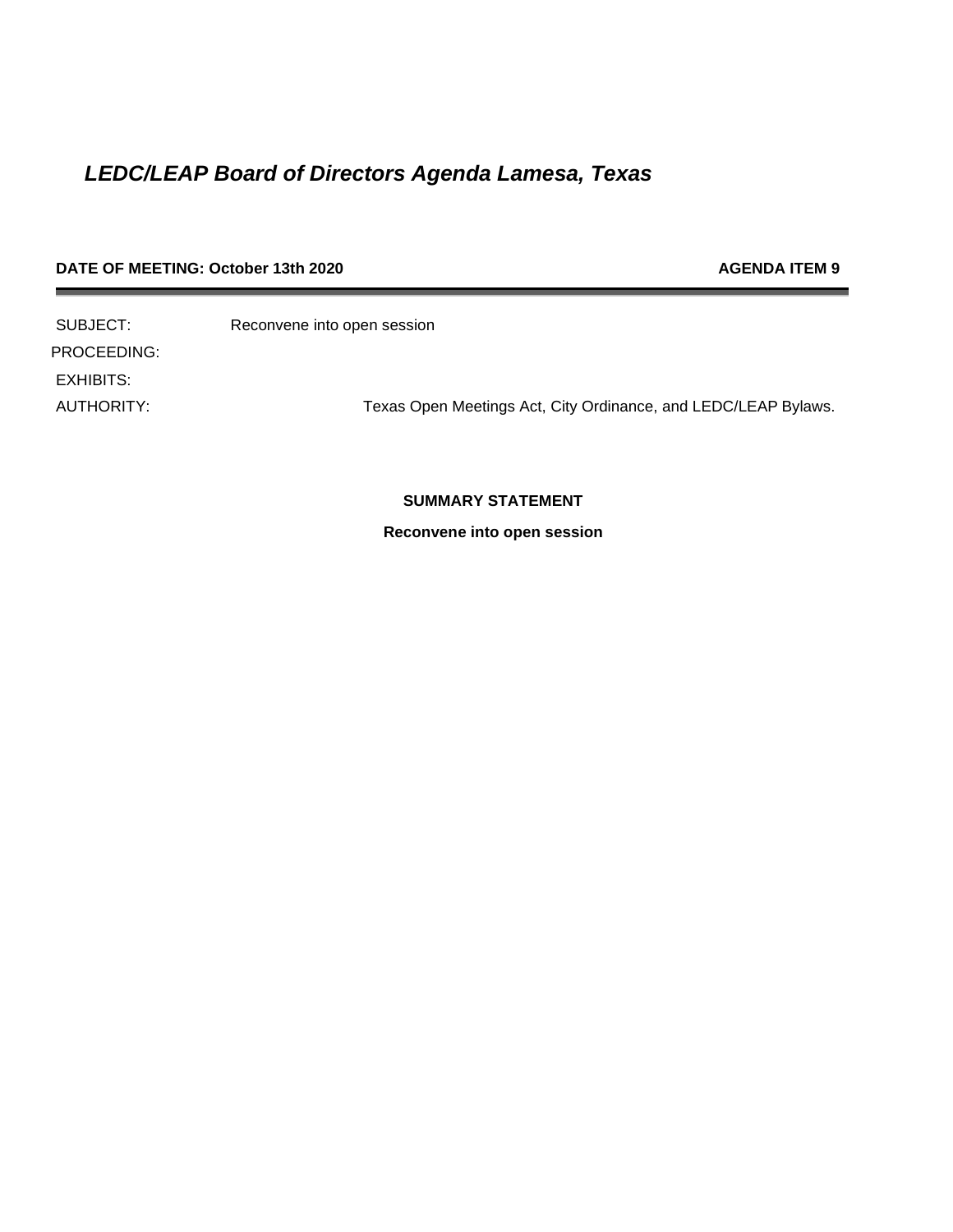# *LEDC/LEAP Board of Directors Agenda Lamesa, Texas*

**DATE OF MEETING: October 13th 2020** **AGENDA ITEM 9**

---

SUBJECT: Reconvene into open session

PROCEEDING:

EXHIBITS:

AUTHORITY: Texas Open Meetings Act, City Ordinance, and LEDC/LEAP Bylaws.

**SUMMARY STATEMENT**

**Reconvene into open session**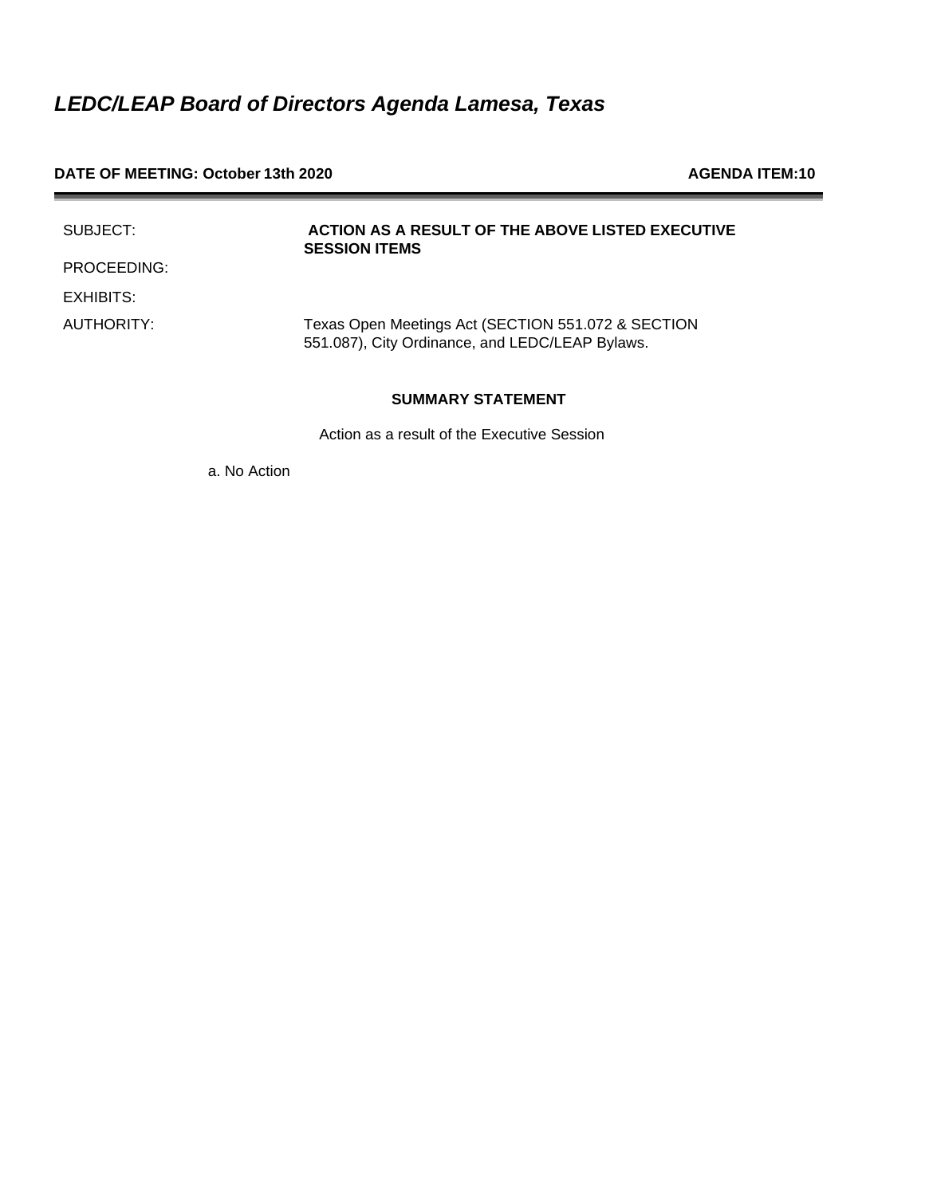# *LEDC/LEAP Board of Directors Agenda Lamesa, Texas*

**DATE OF MEETING: October 13th 2020** **AGENDA ITEM:10**

| | |
|---|---|
| SUBJECT: | **ACTION AS A RESULT OF THE ABOVE LISTED EXECUTIVE SESSION ITEMS** |
| PROCEEDING: | |
| EXHIBITS: | |
| AUTHORITY: | Texas Open Meetings Act (SECTION 551.072 & SECTION 551.087), City Ordinance, and LEDC/LEAP Bylaws. |

**SUMMARY STATEMENT**

Action as a result of the Executive Session

a. No Action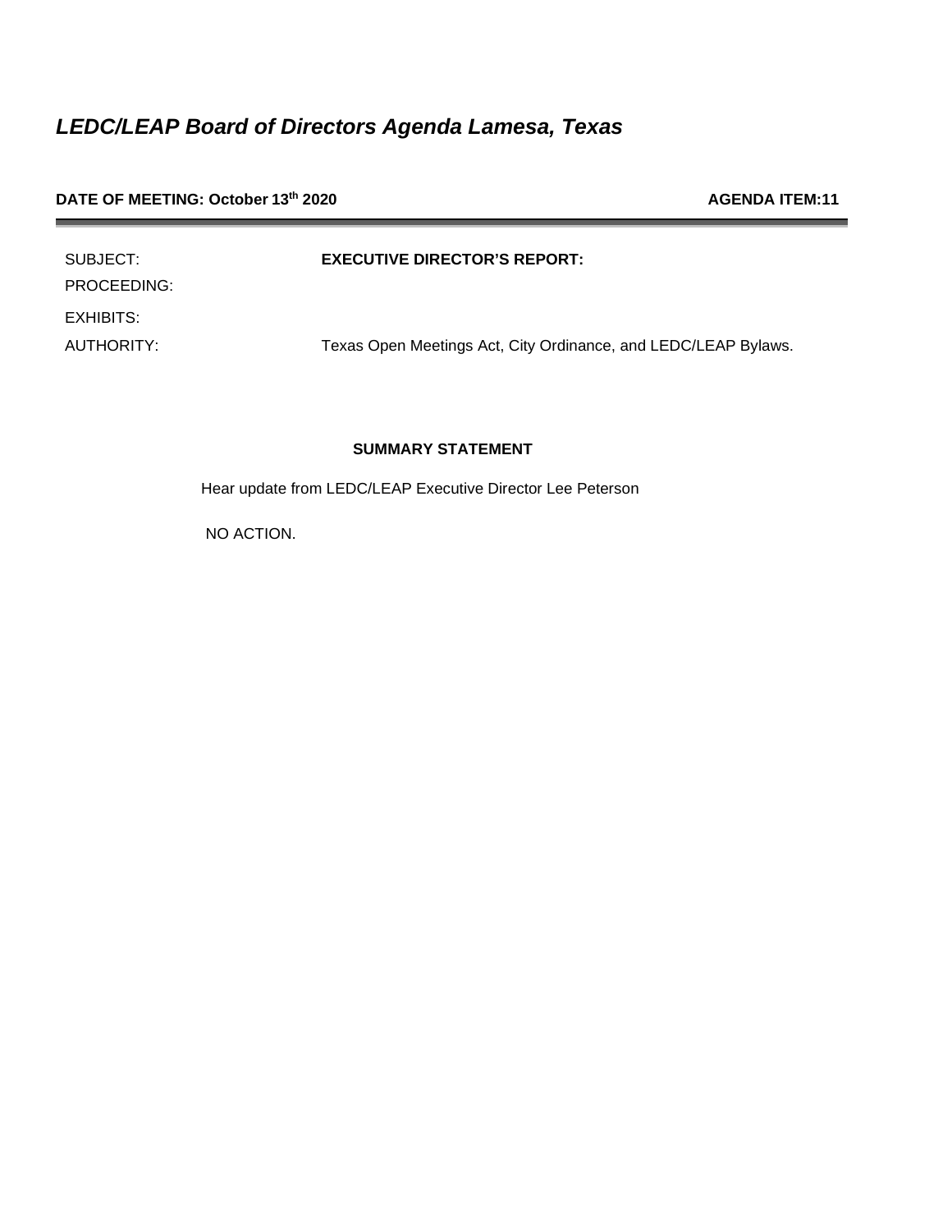# *LEDC/LEAP Board of Directors Agenda Lamesa, Texas*

**DATE OF MEETING: October 13th 2020** **AGENDA ITEM:11**

---

| | |
|---|---|
| SUBJECT: | **EXECUTIVE DIRECTOR'S REPORT:** |
| PROCEEDING: | |
| EXHIBITS: | |
| AUTHORITY: | Texas Open Meetings Act, City Ordinance, and LEDC/LEAP Bylaws. |

**SUMMARY STATEMENT**

Hear update from LEDC/LEAP Executive Director Lee Peterson

NO ACTION.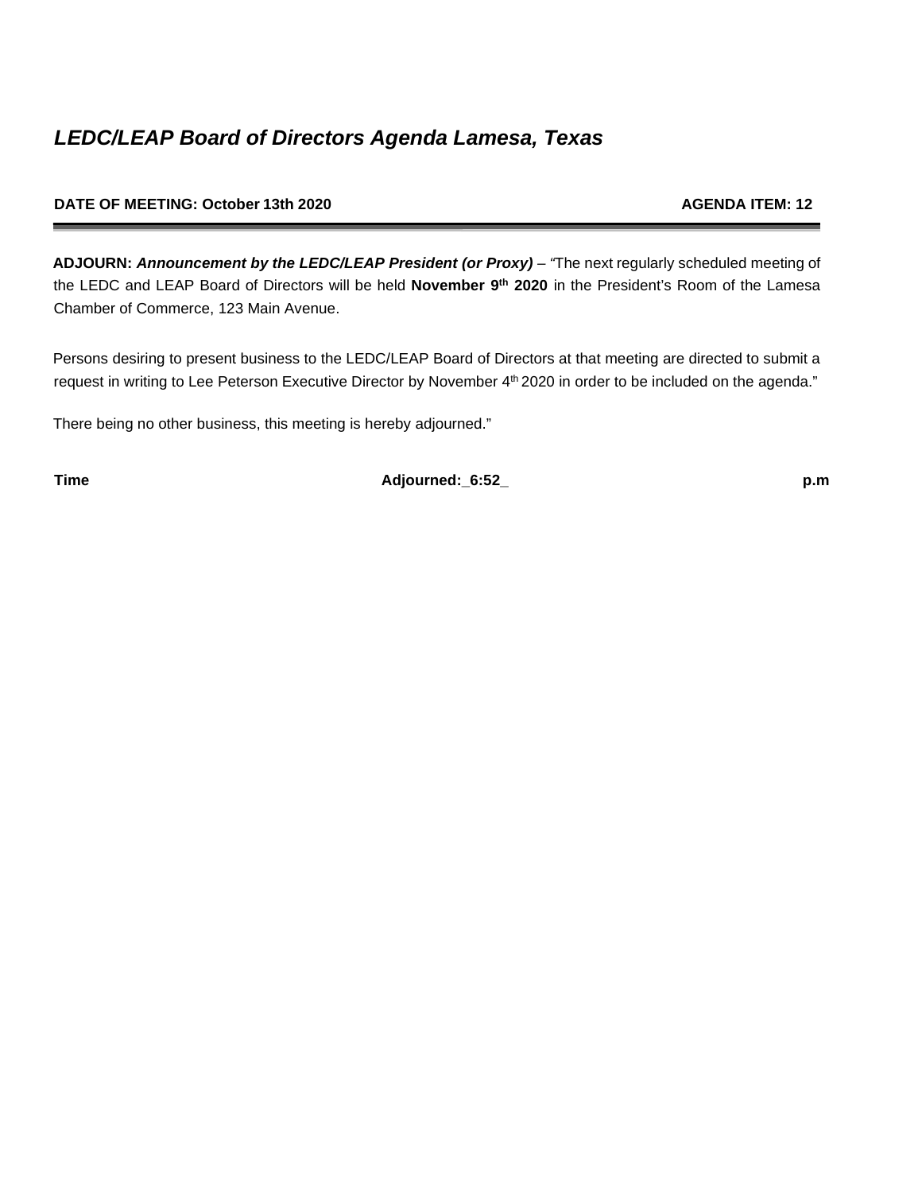# *LEDC/LEAP Board of Directors Agenda Lamesa, Texas*

**DATE OF MEETING: October 13th 2020** **AGENDA ITEM: 12**

---

**ADJOURN:** ***Announcement by the LEDC/LEAP President (or Proxy)*** – "The next regularly scheduled meeting of the LEDC and LEAP Board of Directors will be held **November 9th 2020** in the President's Room of the Lamesa Chamber of Commerce, 123 Main Avenue.

Persons desiring to present business to the LEDC/LEAP Board of Directors at that meeting are directed to submit a request in writing to Lee Peterson Executive Director by November 4th 2020 in order to be included on the agenda."

There being no other business, this meeting is hereby adjourned."

**Time Adjourned:_6:52_ p.m**